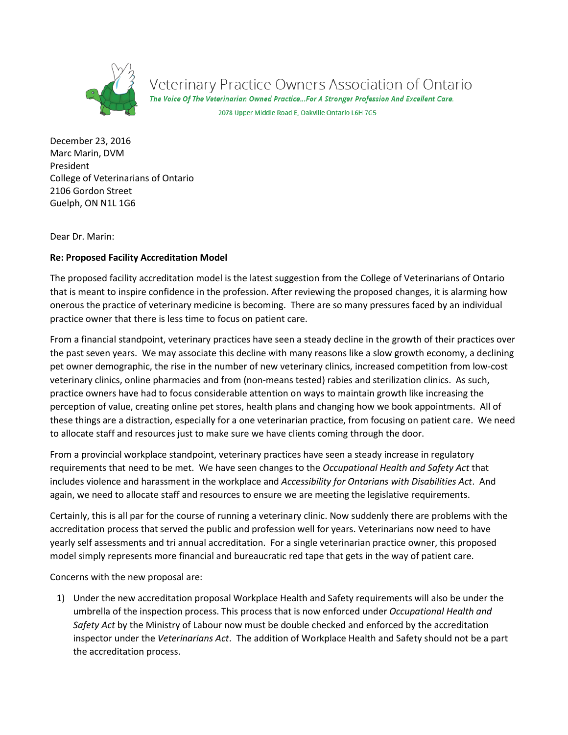# Veterinary Practice Owners Association of Ontario

*The Voice Of The Veterinarian Owned Practice…For A Stronger Profession And Excellent Care.*

2078 Upper Middle Road E, Oakville Ontario L6H 7G5

December 23, 2016
Marc Marin, DVM
President
College of Veterinarians of Ontario
2106 Gordon Street
Guelph, ON N1L 1G6

Dear Dr. Marin:

**Re: Proposed Facility Accreditation Model**

The proposed facility accreditation model is the latest suggestion from the College of Veterinarians of Ontario that is meant to inspire confidence in the profession. After reviewing the proposed changes, it is alarming how onerous the practice of veterinary medicine is becoming. There are so many pressures faced by an individual practice owner that there is less time to focus on patient care.

From a financial standpoint, veterinary practices have seen a steady decline in the growth of their practices over the past seven years. We may associate this decline with many reasons like a slow growth economy, a declining pet owner demographic, the rise in the number of new veterinary clinics, increased competition from low-cost veterinary clinics, online pharmacies and from (non-means tested) rabies and sterilization clinics. As such, practice owners have had to focus considerable attention on ways to maintain growth like increasing the perception of value, creating online pet stores, health plans and changing how we book appointments. All of these things are a distraction, especially for a one veterinarian practice, from focusing on patient care. We need to allocate staff and resources just to make sure we have clients coming through the door.

From a provincial workplace standpoint, veterinary practices have seen a steady increase in regulatory requirements that need to be met. We have seen changes to the *Occupational Health and Safety Act* that includes violence and harassment in the workplace and *Accessibility for Ontarians with Disabilities Act*. And again, we need to allocate staff and resources to ensure we are meeting the legislative requirements.

Certainly, this is all par for the course of running a veterinary clinic. Now suddenly there are problems with the accreditation process that served the public and profession well for years. Veterinarians now need to have yearly self assessments and tri annual accreditation. For a single veterinarian practice owner, this proposed model simply represents more financial and bureaucratic red tape that gets in the way of patient care.

Concerns with the new proposal are:

1) Under the new accreditation proposal Workplace Health and Safety requirements will also be under the umbrella of the inspection process. This process that is now enforced under *Occupational Health and Safety Act* by the Ministry of Labour now must be double checked and enforced by the accreditation inspector under the *Veterinarians Act*. The addition of Workplace Health and Safety should not be a part the accreditation process.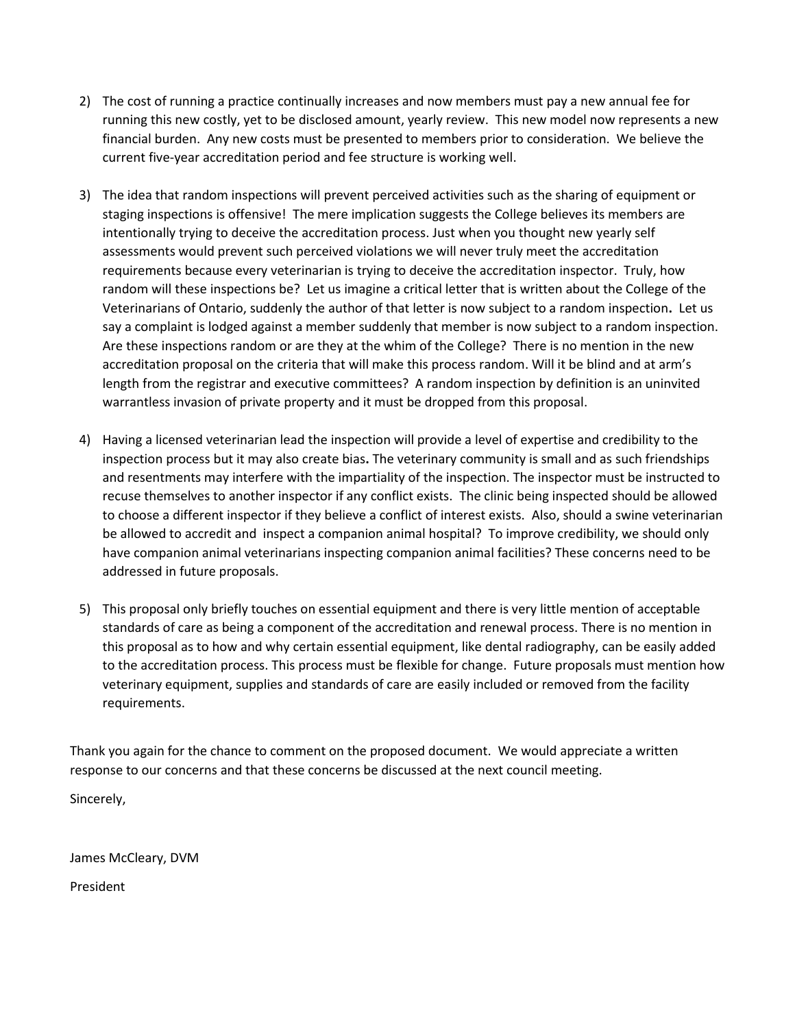2) The cost of running a practice continually increases and now members must pay a new annual fee for running this new costly, yet to be disclosed amount, yearly review. This new model now represents a new financial burden. Any new costs must be presented to members prior to consideration. We believe the current five-year accreditation period and fee structure is working well.

3) The idea that random inspections will prevent perceived activities such as the sharing of equipment or staging inspections is offensive! The mere implication suggests the College believes its members are intentionally trying to deceive the accreditation process. Just when you thought new yearly self assessments would prevent such perceived violations we will never truly meet the accreditation requirements because every veterinarian is trying to deceive the accreditation inspector. Truly, how random will these inspections be? Let us imagine a critical letter that is written about the College of the Veterinarians of Ontario, suddenly the author of that letter is now subject to a random inspection**.** Let us say a complaint is lodged against a member suddenly that member is now subject to a random inspection. Are these inspections random or are they at the whim of the College? There is no mention in the new accreditation proposal on the criteria that will make this process random. Will it be blind and at arm's length from the registrar and executive committees? A random inspection by definition is an uninvited warrantless invasion of private property and it must be dropped from this proposal.

4) Having a licensed veterinarian lead the inspection will provide a level of expertise and credibility to the inspection process but it may also create bias**.** The veterinary community is small and as such friendships and resentments may interfere with the impartiality of the inspection. The inspector must be instructed to recuse themselves to another inspector if any conflict exists. The clinic being inspected should be allowed to choose a different inspector if they believe a conflict of interest exists. Also, should a swine veterinarian be allowed to accredit and inspect a companion animal hospital? To improve credibility, we should only have companion animal veterinarians inspecting companion animal facilities? These concerns need to be addressed in future proposals.

5) This proposal only briefly touches on essential equipment and there is very little mention of acceptable standards of care as being a component of the accreditation and renewal process. There is no mention in this proposal as to how and why certain essential equipment, like dental radiography, can be easily added to the accreditation process. This process must be flexible for change. Future proposals must mention how veterinary equipment, supplies and standards of care are easily included or removed from the facility requirements.

Thank you again for the chance to comment on the proposed document. We would appreciate a written response to our concerns and that these concerns be discussed at the next council meeting.

Sincerely,

James McCleary, DVM

President